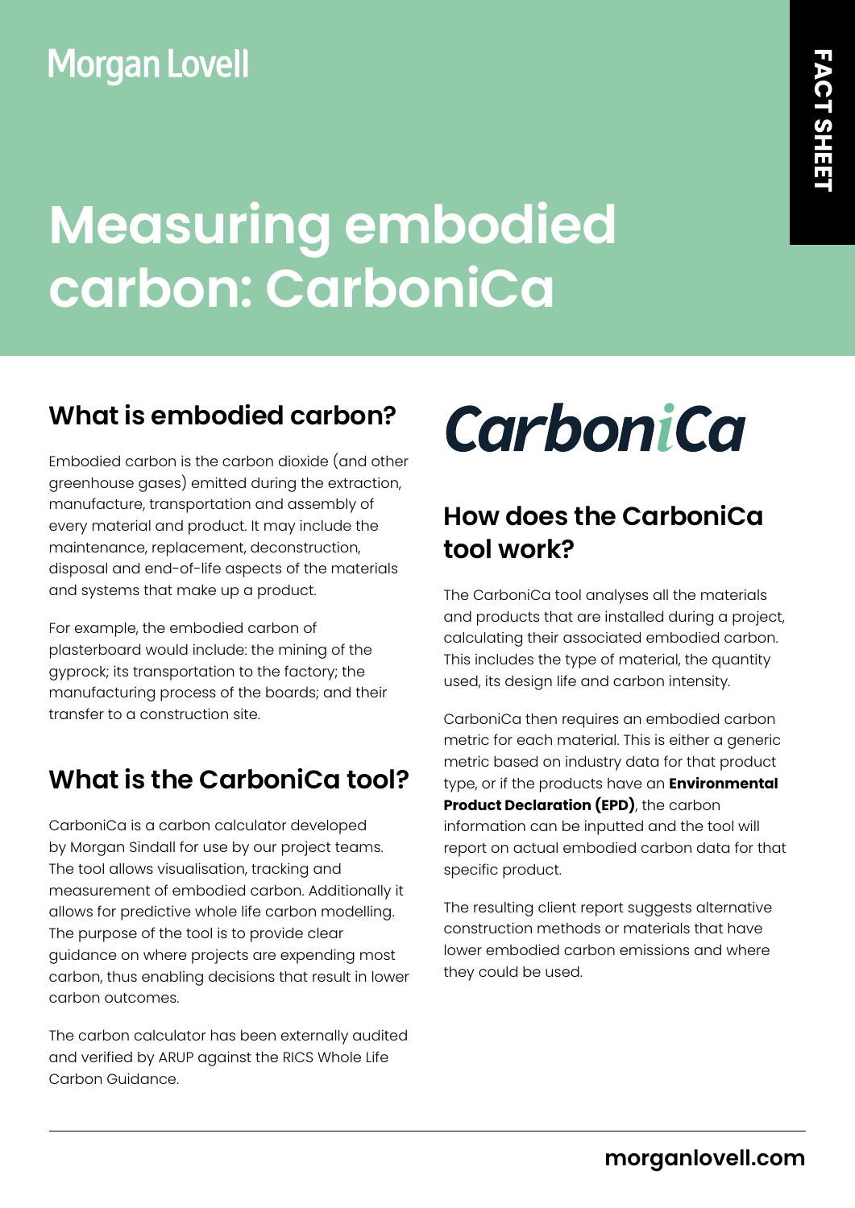Morgan Lovell

FACT SHEET

# Measuring embodied carbon: CarboniCa

## What is embodied carbon?

Embodied carbon is the carbon dioxide (and other greenhouse gases) emitted during the extraction, manufacture, transportation and assembly of every material and product. It may include the maintenance, replacement, deconstruction, disposal and end-of-life aspects of the materials and systems that make up a product.

For example, the embodied carbon of plasterboard would include: the mining of the gyprock; its transportation to the factory; the manufacturing process of the boards; and their transfer to a construction site.

## What is the CarboniCa tool?

CarboniCa is a carbon calculator developed by Morgan Sindall for use by our project teams. The tool allows visualisation, tracking and measurement of embodied carbon. Additionally it allows for predictive whole life carbon modelling. The purpose of the tool is to provide clear guidance on where projects are expending most carbon, thus enabling decisions that result in lower carbon outcomes.

The carbon calculator has been externally audited and verified by ARUP against the RICS Whole Life Carbon Guidance.

CarboniCa

## How does the CarboniCa tool work?

The CarboniCa tool analyses all the materials and products that are installed during a project, calculating their associated embodied carbon. This includes the type of material, the quantity used, its design life and carbon intensity.

CarboniCa then requires an embodied carbon metric for each material. This is either a generic metric based on industry data for that product type, or if the products have an **Environmental Product Declaration (EPD)**, the carbon information can be inputted and the tool will report on actual embodied carbon data for that specific product.

The resulting client report suggests alternative construction methods or materials that have lower embodied carbon emissions and where they could be used.

morganlovell.com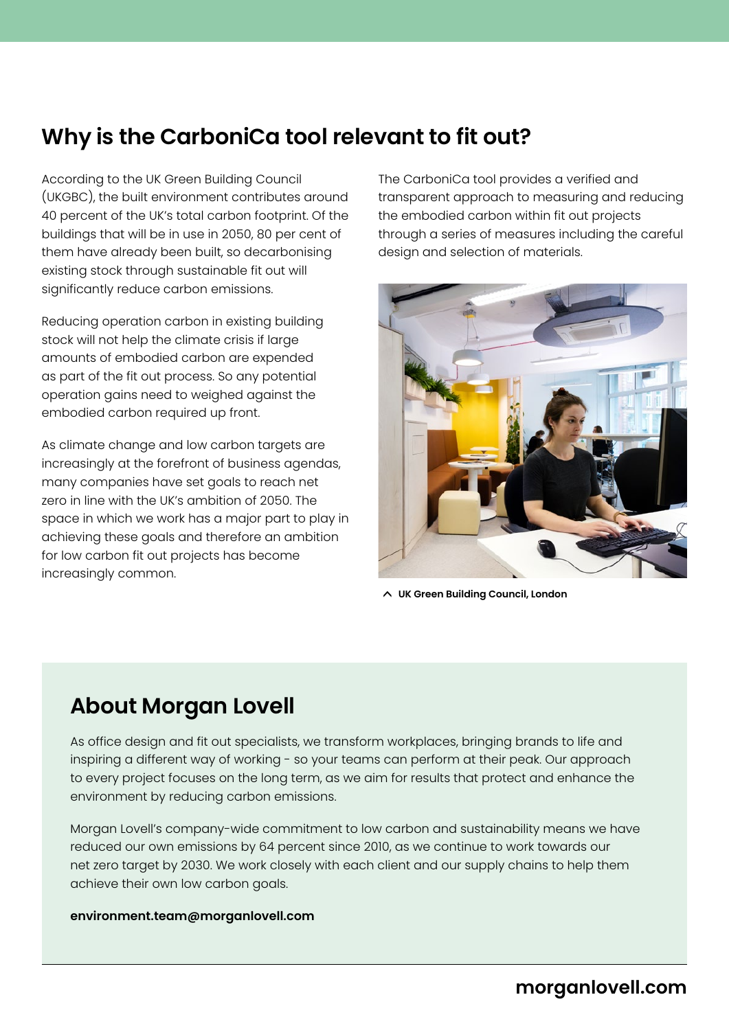## Why is the CarboniCa tool relevant to fit out?

According to the UK Green Building Council (UKGBC), the built environment contributes around 40 percent of the UK's total carbon footprint. Of the buildings that will be in use in 2050, 80 per cent of them have already been built, so decarbonising existing stock through sustainable fit out will significantly reduce carbon emissions.

Reducing operation carbon in existing building stock will not help the climate crisis if large amounts of embodied carbon are expended as part of the fit out process. So any potential operation gains need to weighed against the embodied carbon required up front.

As climate change and low carbon targets are increasingly at the forefront of business agendas, many companies have set goals to reach net zero in line with the UK's ambition of 2050. The space in which we work has a major part to play in achieving these goals and therefore an ambition for low carbon fit out projects has become increasingly common.

The CarboniCa tool provides a verified and transparent approach to measuring and reducing the embodied carbon within fit out projects through a series of measures including the careful design and selection of materials.

**UK Green Building Council, London**

## About Morgan Lovell

As office design and fit out specialists, we transform workplaces, bringing brands to life and inspiring a different way of working - so your teams can perform at their peak. Our approach to every project focuses on the long term, as we aim for results that protect and enhance the environment by reducing carbon emissions.

Morgan Lovell's company-wide commitment to low carbon and sustainability means we have reduced our own emissions by 64 percent since 2010, as we continue to work towards our net zero target by 2030. We work closely with each client and our supply chains to help them achieve their own low carbon goals.

**environment.team@morganlovell.com**

**morganlovell.com**